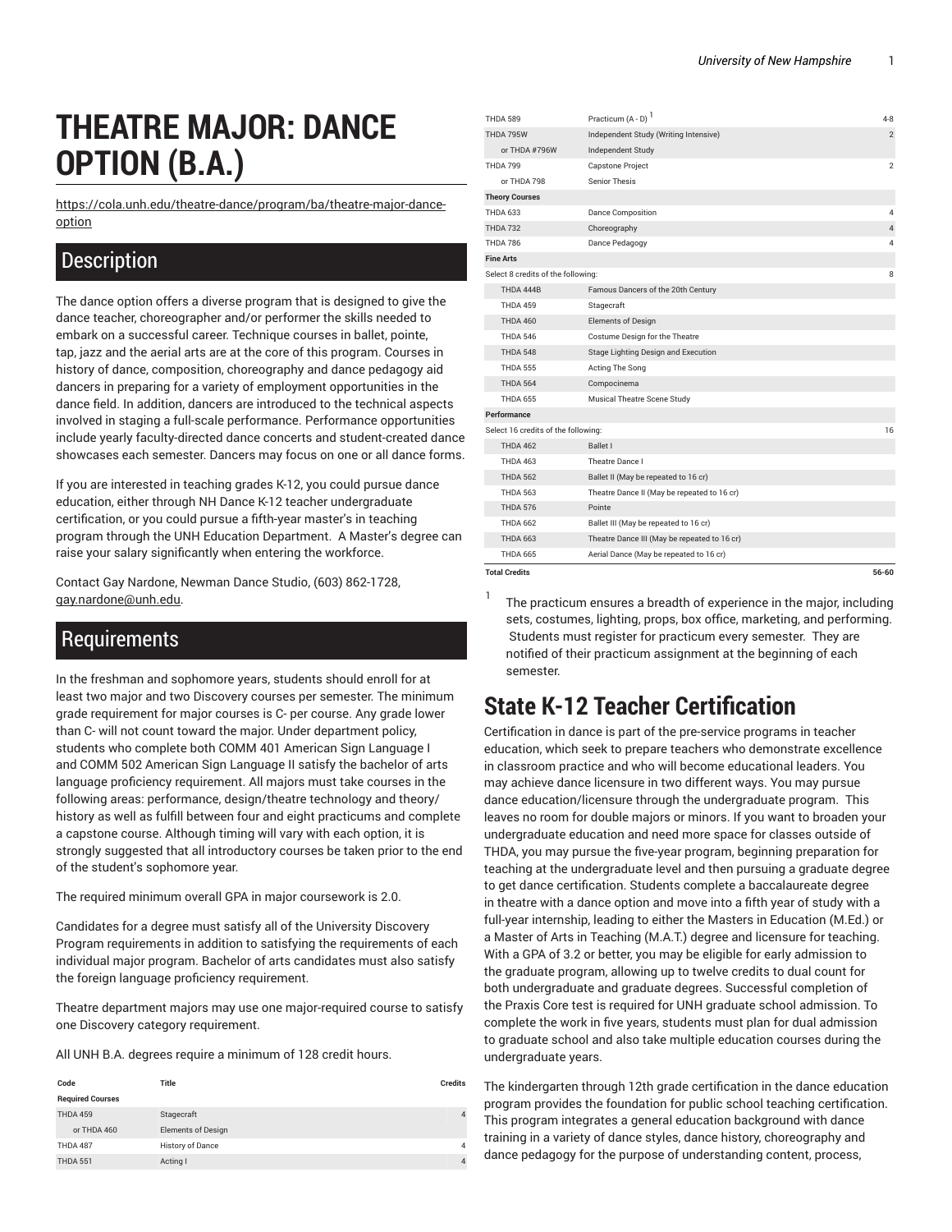# THEATRE MAJOR: DANCE OPTION (B.A.)

https://cola.unh.edu/theatre-dance/program/ba/theatre-major-dance-option

## Description

The dance option offers a diverse program that is designed to give the dance teacher, choreographer and/or performer the skills needed to embark on a successful career. Technique courses in ballet, pointe, tap, jazz and the aerial arts are at the core of this program. Courses in history of dance, composition, choreography and dance pedagogy aid dancers in preparing for a variety of employment opportunities in the dance field. In addition, dancers are introduced to the technical aspects involved in staging a full-scale performance. Performance opportunities include yearly faculty-directed dance concerts and student-created dance showcases each semester. Dancers may focus on one or all dance forms.

If you are interested in teaching grades K-12, you could pursue dance education, either through NH Dance K-12 teacher undergraduate certification, or you could pursue a fifth-year master's in teaching program through the UNH Education Department. A Master's degree can raise your salary significantly when entering the workforce.

Contact Gay Nardone, Newman Dance Studio, (603) 862-1728, gay.nardone@unh.edu.

## Requirements

In the freshman and sophomore years, students should enroll for at least two major and two Discovery courses per semester. The minimum grade requirement for major courses is C- per course. Any grade lower than C- will not count toward the major. Under department policy, students who complete both COMM 401 American Sign Language I and COMM 502 American Sign Language II satisfy the bachelor of arts language proficiency requirement. All majors must take courses in the following areas: performance, design/theatre technology and theory/history as well as fulfill between four and eight practicums and complete a capstone course. Although timing will vary with each option, it is strongly suggested that all introductory courses be taken prior to the end of the student's sophomore year.

The required minimum overall GPA in major coursework is 2.0.

Candidates for a degree must satisfy all of the University Discovery Program requirements in addition to satisfying the requirements of each individual major program. Bachelor of arts candidates must also satisfy the foreign language proficiency requirement.

Theatre department majors may use one major-required course to satisfy one Discovery category requirement.

All UNH B.A. degrees require a minimum of 128 credit hours.

| Code | Title | Credits |
|---|---|---|
| **Required Courses** | | |
| THDA 459 | Stagecraft | 4 |
| or THDA 460 | Elements of Design | |
| THDA 487 | History of Dance | 4 |
| THDA 551 | Acting I | 4 |
| THDA 589 | Practicum (A - D) [1] | 4-8 |
| THDA 795W | Independent Study (Writing Intensive) | 2 |
| or THDA #796W | Independent Study | |
| THDA 799 | Capstone Project | 2 |
| or THDA 798 | Senior Thesis | |
| **Theory Courses** | | |
| THDA 633 | Dance Composition | 4 |
| THDA 732 | Choreography | 4 |
| THDA 786 | Dance Pedagogy | 4 |
| **Fine Arts** | | |
| Select 8 credits of the following: | | 8 |
| THDA 444B | Famous Dancers of the 20th Century | |
| THDA 459 | Stagecraft | |
| THDA 460 | Elements of Design | |
| THDA 546 | Costume Design for the Theatre | |
| THDA 548 | Stage Lighting Design and Execution | |
| THDA 555 | Acting The Song | |
| THDA 564 | Compocinema | |
| THDA 655 | Musical Theatre Scene Study | |
| **Performance** | | |
| Select 16 credits of the following: | | 16 |
| THDA 462 | Ballet I | |
| THDA 463 | Theatre Dance I | |
| THDA 562 | Ballet II (May be repeated to 16 cr) | |
| THDA 563 | Theatre Dance II (May be repeated to 16 cr) | |
| THDA 576 | Pointe | |
| THDA 662 | Ballet III (May be repeated to 16 cr) | |
| THDA 663 | Theatre Dance III (May be repeated to 16 cr) | |
| THDA 665 | Aerial Dance (May be repeated to 16 cr) | |
| **Total Credits** | | **56-60** |

[1] The practicum ensures a breadth of experience in the major, including sets, costumes, lighting, props, box office, marketing, and performing. Students must register for practicum every semester. They are notified of their practicum assignment at the beginning of each semester.

# State K-12 Teacher Certification

Certification in dance is part of the pre-service programs in teacher education, which seek to prepare teachers who demonstrate excellence in classroom practice and who will become educational leaders. You may achieve dance licensure in two different ways. You may pursue dance education/licensure through the undergraduate program. This leaves no room for double majors or minors. If you want to broaden your undergraduate education and need more space for classes outside of THDA, you may pursue the five-year program, beginning preparation for teaching at the undergraduate level and then pursuing a graduate degree to get dance certification. Students complete a baccalaureate degree in theatre with a dance option and move into a fifth year of study with a full-year internship, leading to either the Masters in Education (M.Ed.) or a Master of Arts in Teaching (M.A.T.) degree and licensure for teaching. With a GPA of 3.2 or better, you may be eligible for early admission to the graduate program, allowing up to twelve credits to dual count for both undergraduate and graduate degrees. Successful completion of the Praxis Core test is required for UNH graduate school admission. To complete the work in five years, students must plan for dual admission to graduate school and also take multiple education courses during the undergraduate years.

The kindergarten through 12th grade certification in the dance education program provides the foundation for public school teaching certification. This program integrates a general education background with dance training in a variety of dance styles, dance history, choreography and dance pedagogy for the purpose of understanding content, process,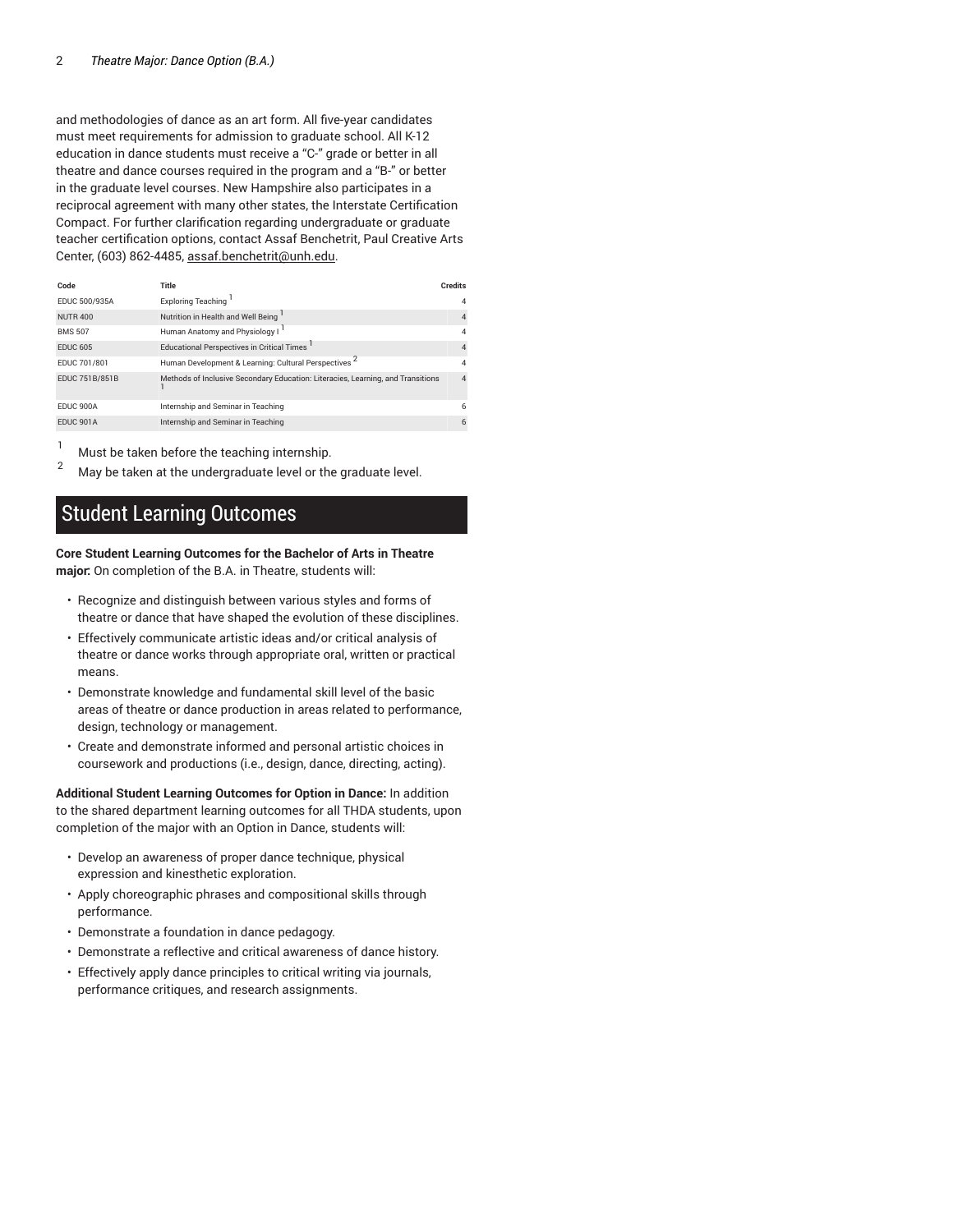and methodologies of dance as an art form. All five-year candidates must meet requirements for admission to graduate school. All K-12 education in dance students must receive a "C-" grade or better in all theatre and dance courses required in the program and a "B-" or better in the graduate level courses. New Hampshire also participates in a reciprocal agreement with many other states, the Interstate Certification Compact. For further clarification regarding undergraduate or graduate teacher certification options, contact Assaf Benchetrit, Paul Creative Arts Center, (603) 862-4485, assaf.benchetrit@unh.edu.

| Code | Title | Credits |
| --- | --- | --- |
| EDUC 500/935A | Exploring Teaching [1] | 4 |
| NUTR 400 | Nutrition in Health and Well Being [1] | 4 |
| BMS 507 | Human Anatomy and Physiology I [1] | 4 |
| EDUC 605 | Educational Perspectives in Critical Times [1] | 4 |
| EDUC 701/801 | Human Development & Learning: Cultural Perspectives [2] | 4 |
| EDUC 751B/851B | Methods of Inclusive Secondary Education: Literacies, Learning, and Transitions [1] | 4 |
| EDUC 900A | Internship and Seminar in Teaching | 6 |
| EDUC 901A | Internship and Seminar in Teaching | 6 |

[1] Must be taken before the teaching internship.

[2] May be taken at the undergraduate level or the graduate level.

## Student Learning Outcomes

**Core Student Learning Outcomes for the Bachelor of Arts in Theatre major:** On completion of the B.A. in Theatre, students will:

- Recognize and distinguish between various styles and forms of theatre or dance that have shaped the evolution of these disciplines.
- Effectively communicate artistic ideas and/or critical analysis of theatre or dance works through appropriate oral, written or practical means.
- Demonstrate knowledge and fundamental skill level of the basic areas of theatre or dance production in areas related to performance, design, technology or management.
- Create and demonstrate informed and personal artistic choices in coursework and productions (i.e., design, dance, directing, acting).

**Additional Student Learning Outcomes for Option in Dance:** In addition to the shared department learning outcomes for all THDA students, upon completion of the major with an Option in Dance, students will:

- Develop an awareness of proper dance technique, physical expression and kinesthetic exploration.
- Apply choreographic phrases and compositional skills through performance.
- Demonstrate a foundation in dance pedagogy.
- Demonstrate a reflective and critical awareness of dance history.
- Effectively apply dance principles to critical writing via journals, performance critiques, and research assignments.